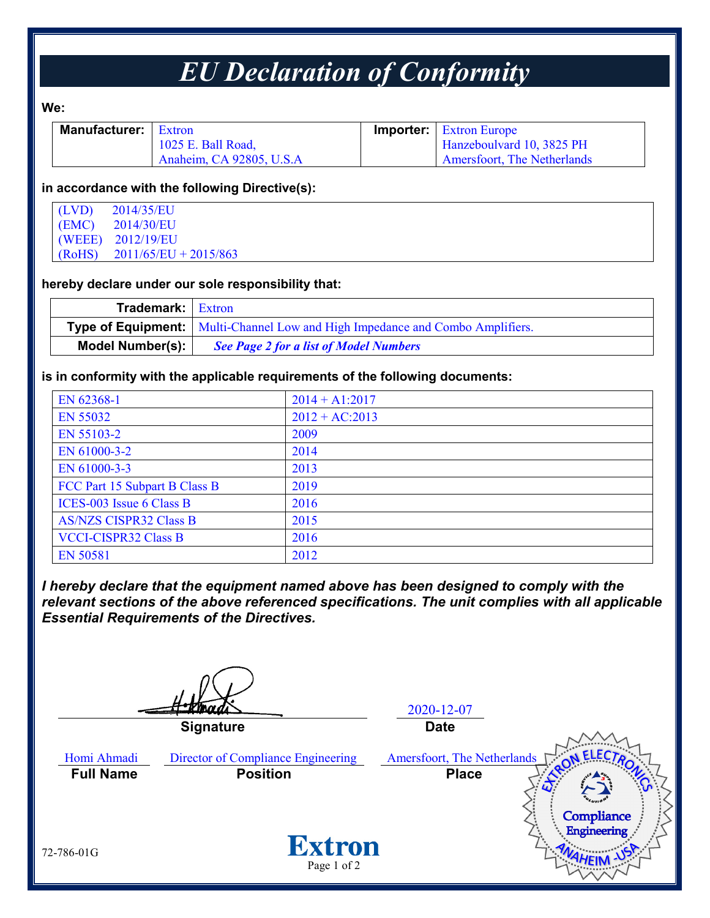# EU Declaration of Conformity

**We:**

| **Manufacturer:** | Extron<br>1025 E. Ball Road,<br>Anaheim, CA 92805, U.S.A | **Importer:** | Extron Europe<br>Hanzeboulvard 10, 3825 PH<br>Amersfoort, The Netherlands |
|---|---|---|---|

**in accordance with the following Directive(s):**

(LVD) 2014/35/EU
(EMC) 2014/30/EU
(WEEE) 2012/19/EU
(RoHS) 2011/65/EU + 2015/863

**hereby declare under our sole responsibility that:**

| | |
|---|---|
| **Trademark:** | Extron |
| **Type of Equipment:** | Multi-Channel Low and High Impedance and Combo Amplifiers. |
| **Model Number(s):** | ***See Page 2 for a list of Model Numbers*** |

**is in conformity with the applicable requirements of the following documents:**

| | |
|---|---|
| EN 62368-1 | 2014 + A1:2017 |
| EN 55032 | 2012 + AC:2013 |
| EN 55103-2 | 2009 |
| EN 61000-3-2 | 2014 |
| EN 61000-3-3 | 2013 |
| FCC Part 15 Subpart B Class B | 2019 |
| ICES-003 Issue 6 Class B | 2016 |
| AS/NZS CISPR32 Class B | 2015 |
| VCCI-CISPR32 Class B | 2016 |
| EN 50581 | 2012 |

***I hereby declare that the equipment named above has been designed to comply with the relevant sections of the above referenced specifications. The unit complies with all applicable Essential Requirements of the Directives.***

| **Signature** | **Date** |
|---|---|
| [Signature] | 2020-12-07 |

| **Full Name** | **Position** | **Place** |
|---|---|---|
| Homi Ahmadi | Director of Compliance Engineering | Amersfoort, The Netherlands |

EXTRON ELECTRONICS – Compliance Engineering – ANAHEIM - USA

72-786-01G

Extron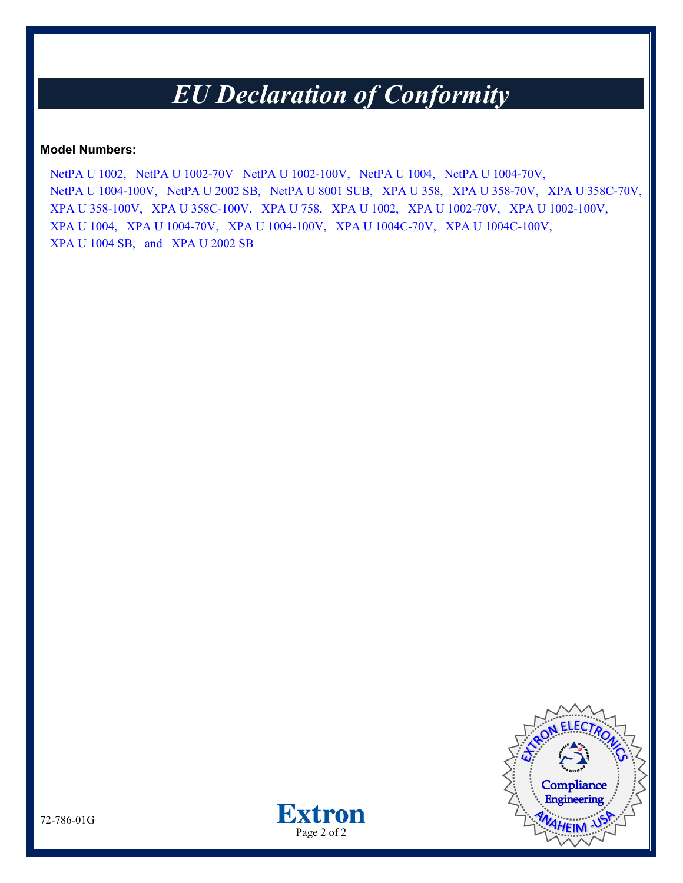# EU Declaration of Conformity

**Model Numbers:**

NetPA U 1002, NetPA U 1002-70V NetPA U 1002-100V, NetPA U 1004, NetPA U 1004-70V, NetPA U 1004-100V, NetPA U 2002 SB, NetPA U 8001 SUB, XPA U 358, XPA U 358-70V, XPA U 358C-70V, XPA U 358-100V, XPA U 358C-100V, XPA U 758, XPA U 1002, XPA U 1002-70V, XPA U 1002-100V, XPA U 1004, XPA U 1004-70V, XPA U 1004-100V, XPA U 1004C-70V, XPA U 1004C-100V, XPA U 1004 SB, and XPA U 2002 SB

72-786-01G

Extron

EXTRON ELECTRONICS Compliance Engineering ANAHEIM -USA